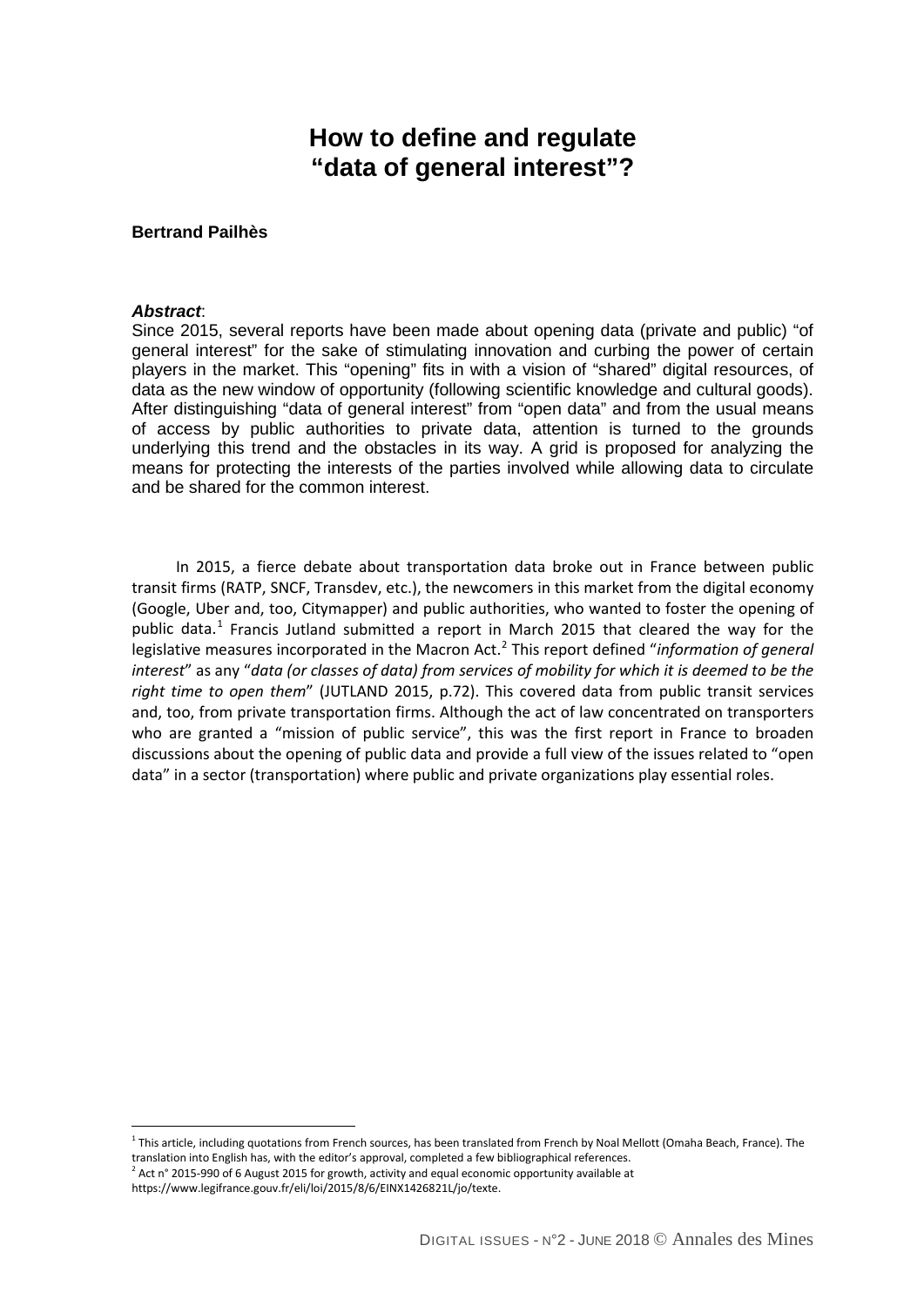# How to define and regulate "data of general interest"?

**Bertrand Pailhès**

***Abstract***:
Since 2015, several reports have been made about opening data (private and public) "of general interest" for the sake of stimulating innovation and curbing the power of certain players in the market. This "opening" fits in with a vision of "shared" digital resources, of data as the new window of opportunity (following scientific knowledge and cultural goods). After distinguishing "data of general interest" from "open data" and from the usual means of access by public authorities to private data, attention is turned to the grounds underlying this trend and the obstacles in its way. A grid is proposed for analyzing the means for protecting the interests of the parties involved while allowing data to circulate and be shared for the common interest.

In 2015, a fierce debate about transportation data broke out in France between public transit firms (RATP, SNCF, Transdev, etc.), the newcomers in this market from the digital economy (Google, Uber and, too, Citymapper) and public authorities, who wanted to foster the opening of public data.[1] Francis Jutland submitted a report in March 2015 that cleared the way for the legislative measures incorporated in the Macron Act.[2] This report defined "*information of general interest*" as any "*data (or classes of data) from services of mobility for which it is deemed to be the right time to open them*" (JUTLAND 2015, p.72). This covered data from public transit services and, too, from private transportation firms. Although the act of law concentrated on transporters who are granted a "mission of public service", this was the first report in France to broaden discussions about the opening of public data and provide a full view of the issues related to "open data" in a sector (transportation) where public and private organizations play essential roles.

[1] This article, including quotations from French sources, has been translated from French by Noal Mellott (Omaha Beach, France). The translation into English has, with the editor's approval, completed a few bibliographical references.
[2] Act n° 2015-990 of 6 August 2015 for growth, activity and equal economic opportunity available at https://www.legifrance.gouv.fr/eli/loi/2015/8/6/EINX1426821L/jo/texte.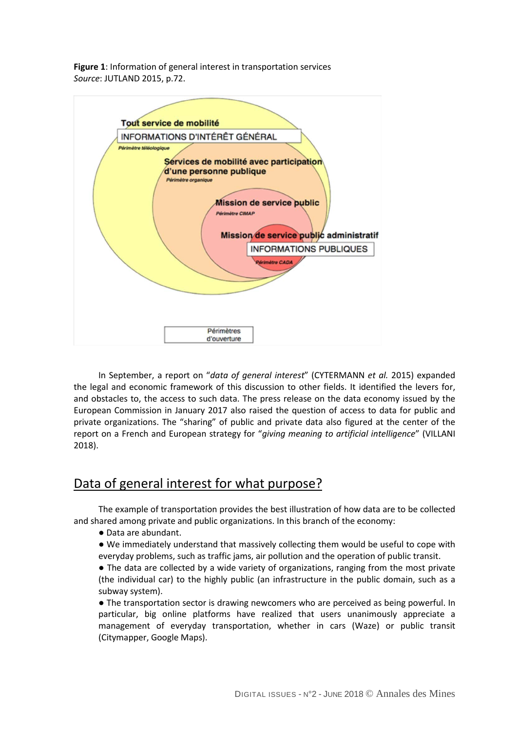**Figure 1**: Information of general interest in transportation services
*Source*: JUTLAND 2015, p.72.

Tout service de mobilité

INFORMATIONS D'INTÉRÊT GÉNÉRAL

*Périmètre téléologique*

Services de mobilité avec participation d'une personne publique

*Périmètre organique*

Mission de service public

*Périmètre CIMAP*

Mission de service public administratif

INFORMATIONS PUBLIQUES

*Périmètre CADA*

Périmètres d'ouverture

In September, a report on "*data of general interest*" (CYTERMANN *et al.* 2015) expanded the legal and economic framework of this discussion to other fields. It identified the levers for, and obstacles to, the access to such data. The press release on the data economy issued by the European Commission in January 2017 also raised the question of access to data for public and private organizations. The "sharing" of public and private data also figured at the center of the report on a French and European strategy for "*giving meaning to artificial intelligence*" (VILLANI 2018).

## Data of general interest for what purpose?

The example of transportation provides the best illustration of how data are to be collected and shared among private and public organizations. In this branch of the economy:

- Data are abundant.
- We immediately understand that massively collecting them would be useful to cope with everyday problems, such as traffic jams, air pollution and the operation of public transit.
- The data are collected by a wide variety of organizations, ranging from the most private (the individual car) to the highly public (an infrastructure in the public domain, such as a subway system).
- The transportation sector is drawing newcomers who are perceived as being powerful. In particular, big online platforms have realized that users unanimously appreciate a management of everyday transportation, whether in cars (Waze) or public transit (Citymapper, Google Maps).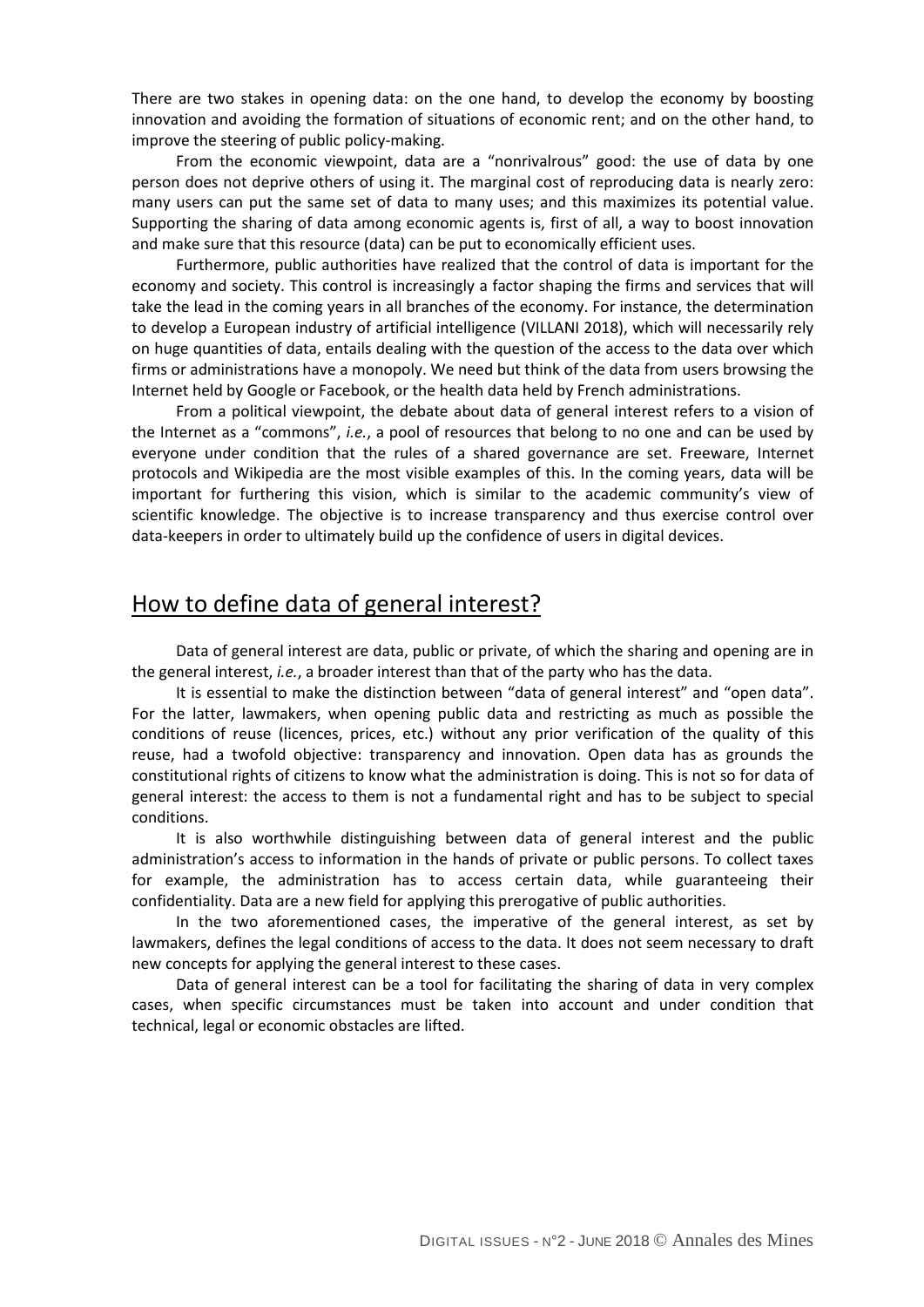There are two stakes in opening data: on the one hand, to develop the economy by boosting innovation and avoiding the formation of situations of economic rent; and on the other hand, to improve the steering of public policy-making.

From the economic viewpoint, data are a "nonrivalrous" good: the use of data by one person does not deprive others of using it. The marginal cost of reproducing data is nearly zero: many users can put the same set of data to many uses; and this maximizes its potential value. Supporting the sharing of data among economic agents is, first of all, a way to boost innovation and make sure that this resource (data) can be put to economically efficient uses.

Furthermore, public authorities have realized that the control of data is important for the economy and society. This control is increasingly a factor shaping the firms and services that will take the lead in the coming years in all branches of the economy. For instance, the determination to develop a European industry of artificial intelligence (VILLANI 2018), which will necessarily rely on huge quantities of data, entails dealing with the question of the access to the data over which firms or administrations have a monopoly. We need but think of the data from users browsing the Internet held by Google or Facebook, or the health data held by French administrations.

From a political viewpoint, the debate about data of general interest refers to a vision of the Internet as a "commons", *i.e.*, a pool of resources that belong to no one and can be used by everyone under condition that the rules of a shared governance are set. Freeware, Internet protocols and Wikipedia are the most visible examples of this. In the coming years, data will be important for furthering this vision, which is similar to the academic community's view of scientific knowledge. The objective is to increase transparency and thus exercise control over data-keepers in order to ultimately build up the confidence of users in digital devices.

## How to define data of general interest?

Data of general interest are data, public or private, of which the sharing and opening are in the general interest, *i.e.*, a broader interest than that of the party who has the data.

It is essential to make the distinction between "data of general interest" and "open data". For the latter, lawmakers, when opening public data and restricting as much as possible the conditions of reuse (licences, prices, etc.) without any prior verification of the quality of this reuse, had a twofold objective: transparency and innovation. Open data has as grounds the constitutional rights of citizens to know what the administration is doing. This is not so for data of general interest: the access to them is not a fundamental right and has to be subject to special conditions.

It is also worthwhile distinguishing between data of general interest and the public administration's access to information in the hands of private or public persons. To collect taxes for example, the administration has to access certain data, while guaranteeing their confidentiality. Data are a new field for applying this prerogative of public authorities.

In the two aforementioned cases, the imperative of the general interest, as set by lawmakers, defines the legal conditions of access to the data. It does not seem necessary to draft new concepts for applying the general interest to these cases.

Data of general interest can be a tool for facilitating the sharing of data in very complex cases, when specific circumstances must be taken into account and under condition that technical, legal or economic obstacles are lifted.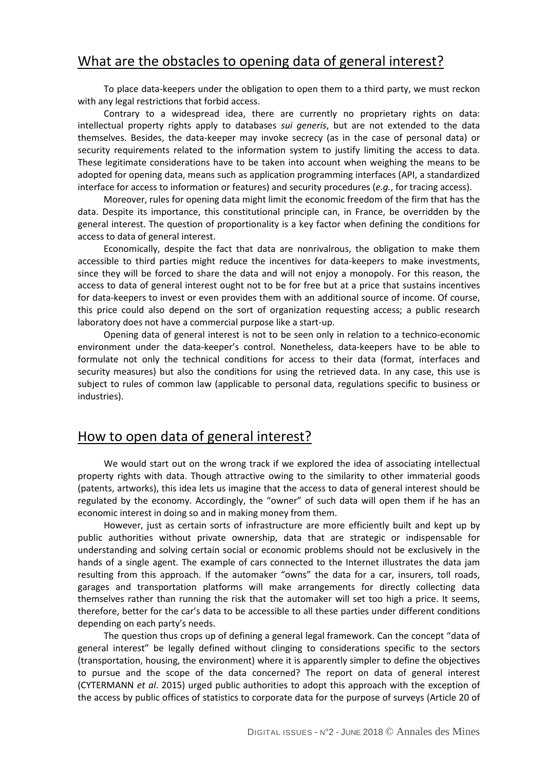## What are the obstacles to opening data of general interest?

To place data-keepers under the obligation to open them to a third party, we must reckon with any legal restrictions that forbid access.

Contrary to a widespread idea, there are currently no proprietary rights on data: intellectual property rights apply to databases *sui generis*, but are not extended to the data themselves. Besides, the data-keeper may invoke secrecy (as in the case of personal data) or security requirements related to the information system to justify limiting the access to data. These legitimate considerations have to be taken into account when weighing the means to be adopted for opening data, means such as application programming interfaces (API, a standardized interface for access to information or features) and security procedures (*e.g.*, for tracing access).

Moreover, rules for opening data might limit the economic freedom of the firm that has the data. Despite its importance, this constitutional principle can, in France, be overridden by the general interest. The question of proportionality is a key factor when defining the conditions for access to data of general interest.

Economically, despite the fact that data are nonrivalrous, the obligation to make them accessible to third parties might reduce the incentives for data-keepers to make investments, since they will be forced to share the data and will not enjoy a monopoly. For this reason, the access to data of general interest ought not to be for free but at a price that sustains incentives for data-keepers to invest or even provides them with an additional source of income. Of course, this price could also depend on the sort of organization requesting access; a public research laboratory does not have a commercial purpose like a start-up.

Opening data of general interest is not to be seen only in relation to a technico-economic environment under the data-keeper's control. Nonetheless, data-keepers have to be able to formulate not only the technical conditions for access to their data (format, interfaces and security measures) but also the conditions for using the retrieved data. In any case, this use is subject to rules of common law (applicable to personal data, regulations specific to business or industries).

## How to open data of general interest?

We would start out on the wrong track if we explored the idea of associating intellectual property rights with data. Though attractive owing to the similarity to other immaterial goods (patents, artworks), this idea lets us imagine that the access to data of general interest should be regulated by the economy. Accordingly, the "owner" of such data will open them if he has an economic interest in doing so and in making money from them.

However, just as certain sorts of infrastructure are more efficiently built and kept up by public authorities without private ownership, data that are strategic or indispensable for understanding and solving certain social or economic problems should not be exclusively in the hands of a single agent. The example of cars connected to the Internet illustrates the data jam resulting from this approach. If the automaker "owns" the data for a car, insurers, toll roads, garages and transportation platforms will make arrangements for directly collecting data themselves rather than running the risk that the automaker will set too high a price. It seems, therefore, better for the car's data to be accessible to all these parties under different conditions depending on each party's needs.

The question thus crops up of defining a general legal framework. Can the concept "data of general interest" be legally defined without clinging to considerations specific to the sectors (transportation, housing, the environment) where it is apparently simpler to define the objectives to pursue and the scope of the data concerned? The report on data of general interest (CYTERMANN *et al*. 2015) urged public authorities to adopt this approach with the exception of the access by public offices of statistics to corporate data for the purpose of surveys (Article 20 of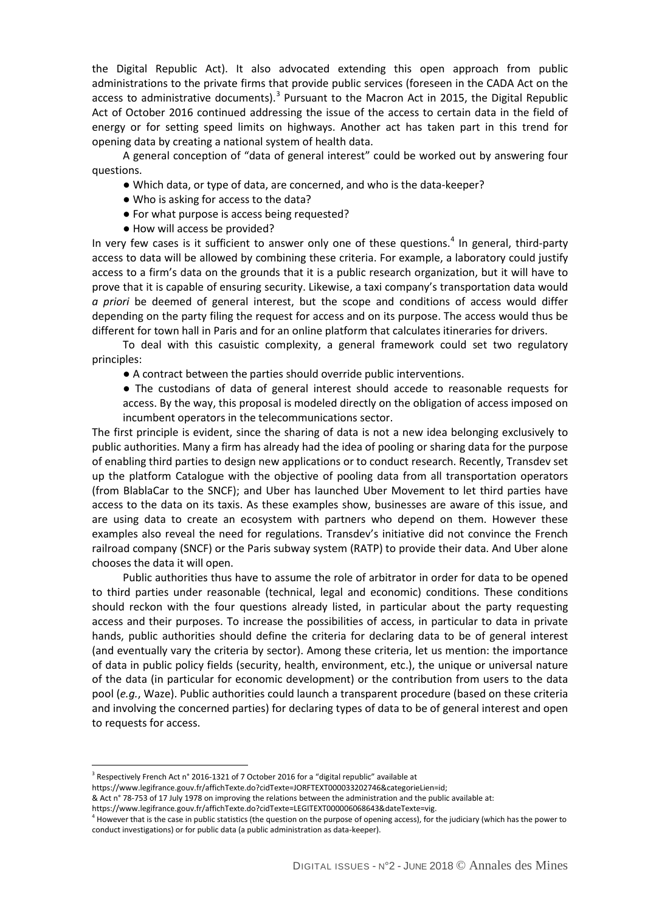the Digital Republic Act). It also advocated extending this open approach from public administrations to the private firms that provide public services (foreseen in the CADA Act on the access to administrative documents).[3] Pursuant to the Macron Act in 2015, the Digital Republic Act of October 2016 continued addressing the issue of the access to certain data in the field of energy or for setting speed limits on highways. Another act has taken part in this trend for opening data by creating a national system of health data.

A general conception of "data of general interest" could be worked out by answering four questions.

- Which data, or type of data, are concerned, and who is the data-keeper?
- Who is asking for access to the data?
- For what purpose is access being requested?
- How will access be provided?

In very few cases is it sufficient to answer only one of these questions.[4] In general, third-party access to data will be allowed by combining these criteria. For example, a laboratory could justify access to a firm's data on the grounds that it is a public research organization, but it will have to prove that it is capable of ensuring security. Likewise, a taxi company's transportation data would *a priori* be deemed of general interest, but the scope and conditions of access would differ depending on the party filing the request for access and on its purpose. The access would thus be different for town hall in Paris and for an online platform that calculates itineraries for drivers.

To deal with this casuistic complexity, a general framework could set two regulatory principles:

- A contract between the parties should override public interventions.
- The custodians of data of general interest should accede to reasonable requests for access. By the way, this proposal is modeled directly on the obligation of access imposed on incumbent operators in the telecommunications sector.

The first principle is evident, since the sharing of data is not a new idea belonging exclusively to public authorities. Many a firm has already had the idea of pooling or sharing data for the purpose of enabling third parties to design new applications or to conduct research. Recently, Transdev set up the platform Catalogue with the objective of pooling data from all transportation operators (from BlablaCar to the SNCF); and Uber has launched Uber Movement to let third parties have access to the data on its taxis. As these examples show, businesses are aware of this issue, and are using data to create an ecosystem with partners who depend on them. However these examples also reveal the need for regulations. Transdev's initiative did not convince the French railroad company (SNCF) or the Paris subway system (RATP) to provide their data. And Uber alone chooses the data it will open.

Public authorities thus have to assume the role of arbitrator in order for data to be opened to third parties under reasonable (technical, legal and economic) conditions. These conditions should reckon with the four questions already listed, in particular about the party requesting access and their purposes. To increase the possibilities of access, in particular to data in private hands, public authorities should define the criteria for declaring data to be of general interest (and eventually vary the criteria by sector). Among these criteria, let us mention: the importance of data in public policy fields (security, health, environment, etc.), the unique or universal nature of the data (in particular for economic development) or the contribution from users to the data pool (*e.g.*, Waze). Public authorities could launch a transparent procedure (based on these criteria and involving the concerned parties) for declaring types of data to be of general interest and open to requests for access.

---

[3] Respectively French Act n° 2016-1321 of 7 October 2016 for a "digital republic" available at https://www.legifrance.gouv.fr/affichTexte.do?cidTexte=JORFTEXT000033202746&categorieLien=id;
& Act n° 78-753 of 17 July 1978 on improving the relations between the administration and the public available at: https://www.legifrance.gouv.fr/affichTexte.do?cidTexte=LEGITEXT000006068643&dateTexte=vig.

[4] However that is the case in public statistics (the question on the purpose of opening access), for the judiciary (which has the power to conduct investigations) or for public data (a public administration as data-keeper).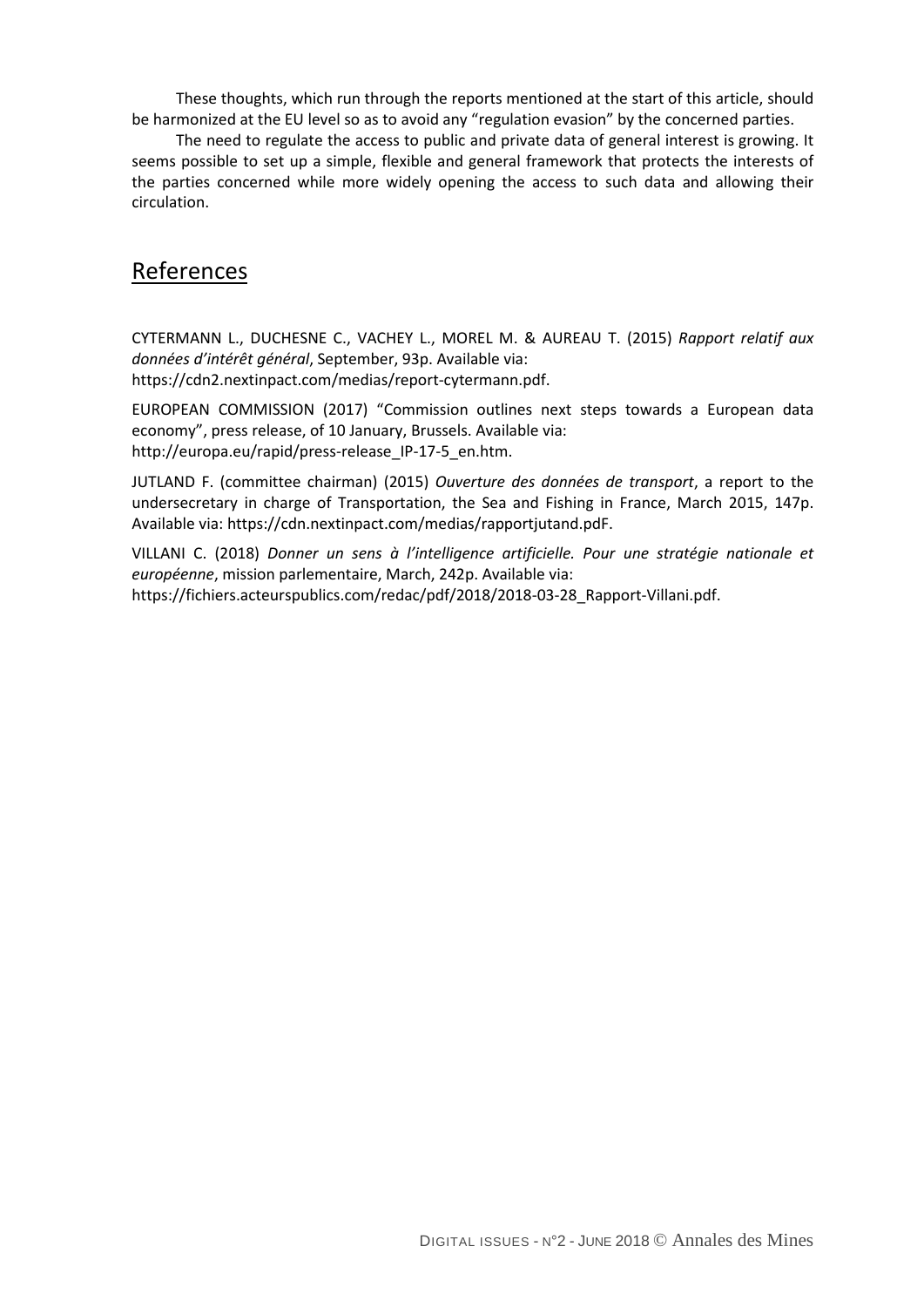These thoughts, which run through the reports mentioned at the start of this article, should be harmonized at the EU level so as to avoid any "regulation evasion" by the concerned parties.

The need to regulate the access to public and private data of general interest is growing. It seems possible to set up a simple, flexible and general framework that protects the interests of the parties concerned while more widely opening the access to such data and allowing their circulation.

## References

CYTERMANN L., DUCHESNE C., VACHEY L., MOREL M. & AUREAU T. (2015) *Rapport relatif aux données d'intérêt général*, September, 93p. Available via: https://cdn2.nextinpact.com/medias/report-cytermann.pdf.

EUROPEAN COMMISSION (2017) "Commission outlines next steps towards a European data economy", press release, of 10 January, Brussels. Available via: http://europa.eu/rapid/press-release_IP-17-5_en.htm.

JUTLAND F. (committee chairman) (2015) *Ouverture des données de transport*, a report to the undersecretary in charge of Transportation, the Sea and Fishing in France, March 2015, 147p. Available via: https://cdn.nextinpact.com/medias/rapportjutand.pdF.

VILLANI C. (2018) *Donner un sens à l'intelligence artificielle. Pour une stratégie nationale et européenne*, mission parlementaire, March, 242p. Available via: https://fichiers.acteurspublics.com/redac/pdf/2018/2018-03-28_Rapport-Villani.pdf.